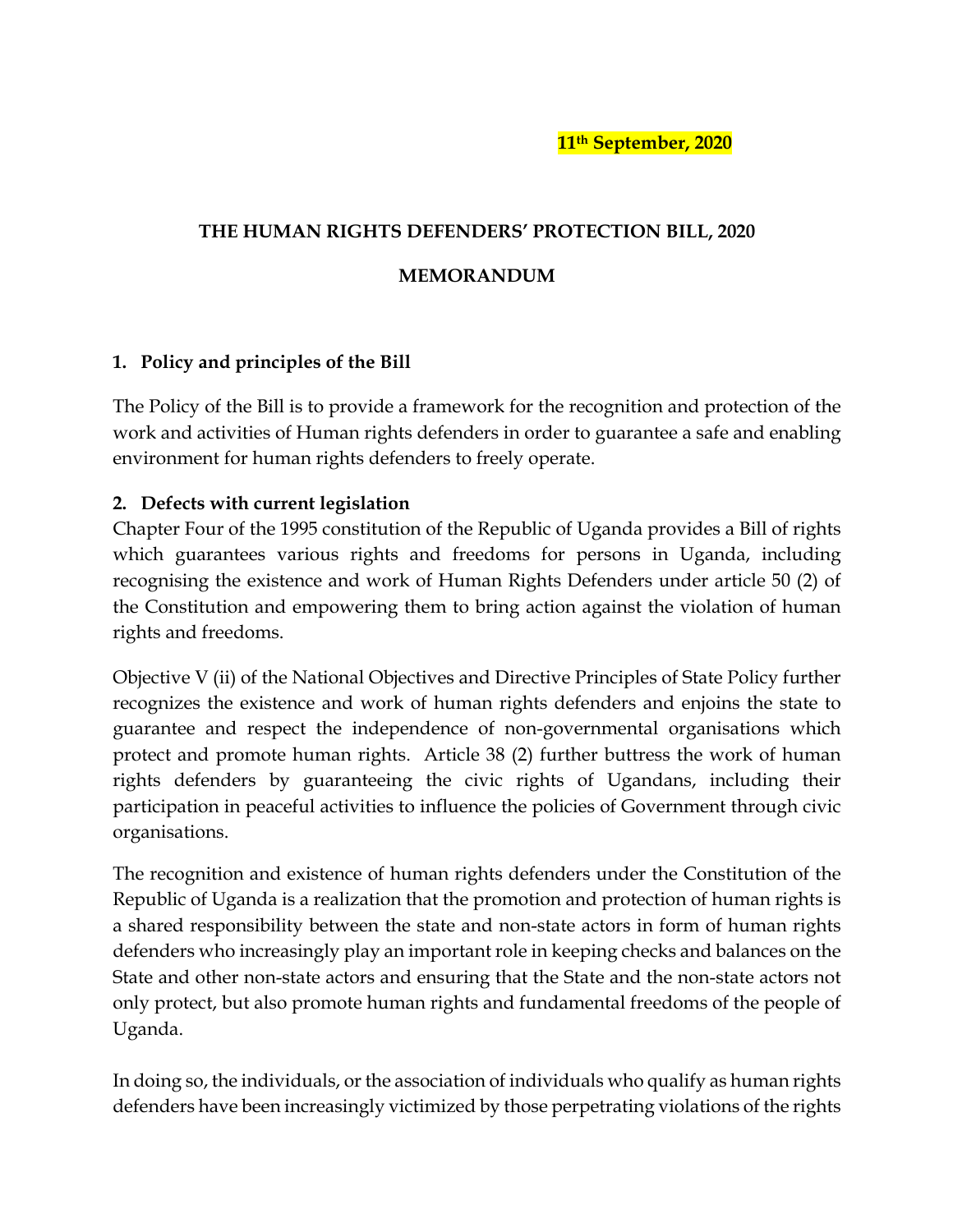**11th September, 2020**

**THE HUMAN RIGHTS DEFENDERS' PROTECTION BILL, 2020**

**MEMORANDUM**

**1. Policy and principles of the Bill**

The Policy of the Bill is to provide a framework for the recognition and protection of the work and activities of Human rights defenders in order to guarantee a safe and enabling environment for human rights defenders to freely operate.

**2. Defects with current legislation**

Chapter Four of the 1995 constitution of the Republic of Uganda provides a Bill of rights which guarantees various rights and freedoms for persons in Uganda, including recognising the existence and work of Human Rights Defenders under article 50 (2) of the Constitution and empowering them to bring action against the violation of human rights and freedoms.

Objective V (ii) of the National Objectives and Directive Principles of State Policy further recognizes the existence and work of human rights defenders and enjoins the state to guarantee and respect the independence of non-governmental organisations which protect and promote human rights. Article 38 (2) further buttress the work of human rights defenders by guaranteeing the civic rights of Ugandans, including their participation in peaceful activities to influence the policies of Government through civic organisations.

The recognition and existence of human rights defenders under the Constitution of the Republic of Uganda is a realization that the promotion and protection of human rights is a shared responsibility between the state and non-state actors in form of human rights defenders who increasingly play an important role in keeping checks and balances on the State and other non-state actors and ensuring that the State and the non-state actors not only protect, but also promote human rights and fundamental freedoms of the people of Uganda.

In doing so, the individuals, or the association of individuals who qualify as human rights defenders have been increasingly victimized by those perpetrating violations of the rights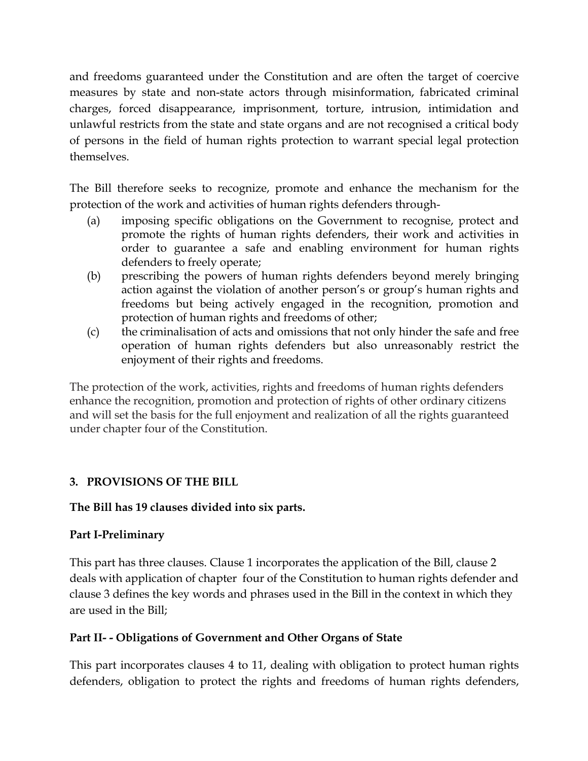and freedoms guaranteed under the Constitution and are often the target of coercive measures by state and non-state actors through misinformation, fabricated criminal charges, forced disappearance, imprisonment, torture, intrusion, intimidation and unlawful restricts from the state and state organs and are not recognised a critical body of persons in the field of human rights protection to warrant special legal protection themselves.

The Bill therefore seeks to recognize, promote and enhance the mechanism for the protection of the work and activities of human rights defenders through-

(a) imposing specific obligations on the Government to recognise, protect and promote the rights of human rights defenders, their work and activities in order to guarantee a safe and enabling environment for human rights defenders to freely operate;

(b) prescribing the powers of human rights defenders beyond merely bringing action against the violation of another person's or group's human rights and freedoms but being actively engaged in the recognition, promotion and protection of human rights and freedoms of other;

(c) the criminalisation of acts and omissions that not only hinder the safe and free operation of human rights defenders but also unreasonably restrict the enjoyment of their rights and freedoms.

The protection of the work, activities, rights and freedoms of human rights defenders enhance the recognition, promotion and protection of rights of other ordinary citizens and will set the basis for the full enjoyment and realization of all the rights guaranteed under chapter four of the Constitution.

## 3. PROVISIONS OF THE BILL

**The Bill has 19 clauses divided into six parts.**

### Part I-Preliminary

This part has three clauses. Clause 1 incorporates the application of the Bill, clause 2 deals with application of chapter four of the Constitution to human rights defender and clause 3 defines the key words and phrases used in the Bill in the context in which they are used in the Bill;

### Part II- - Obligations of Government and Other Organs of State

This part incorporates clauses 4 to 11, dealing with obligation to protect human rights defenders, obligation to protect the rights and freedoms of human rights defenders,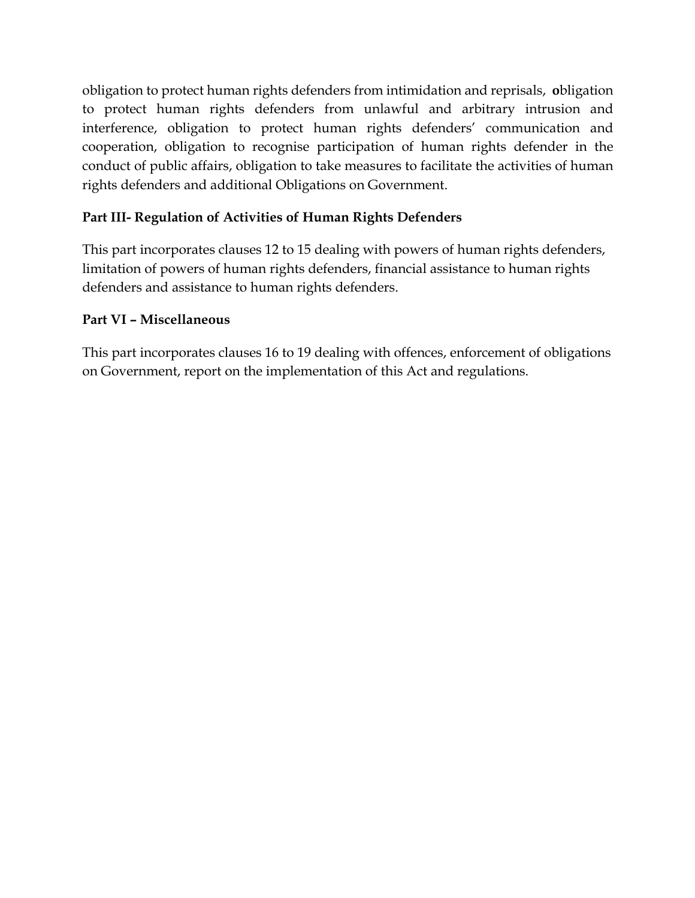obligation to protect human rights defenders from intimidation and reprisals, **o**bligation to protect human rights defenders from unlawful and arbitrary intrusion and interference, obligation to protect human rights defenders' communication and cooperation, obligation to recognise participation of human rights defender in the conduct of public affairs, obligation to take measures to facilitate the activities of human rights defenders and additional Obligations on Government.

**Part III- Regulation of Activities of Human Rights Defenders**

This part incorporates clauses 12 to 15 dealing with powers of human rights defenders, limitation of powers of human rights defenders, financial assistance to human rights defenders and assistance to human rights defenders.

**Part VI – Miscellaneous**

This part incorporates clauses 16 to 19 dealing with offences, enforcement of obligations on Government, report on the implementation of this Act and regulations.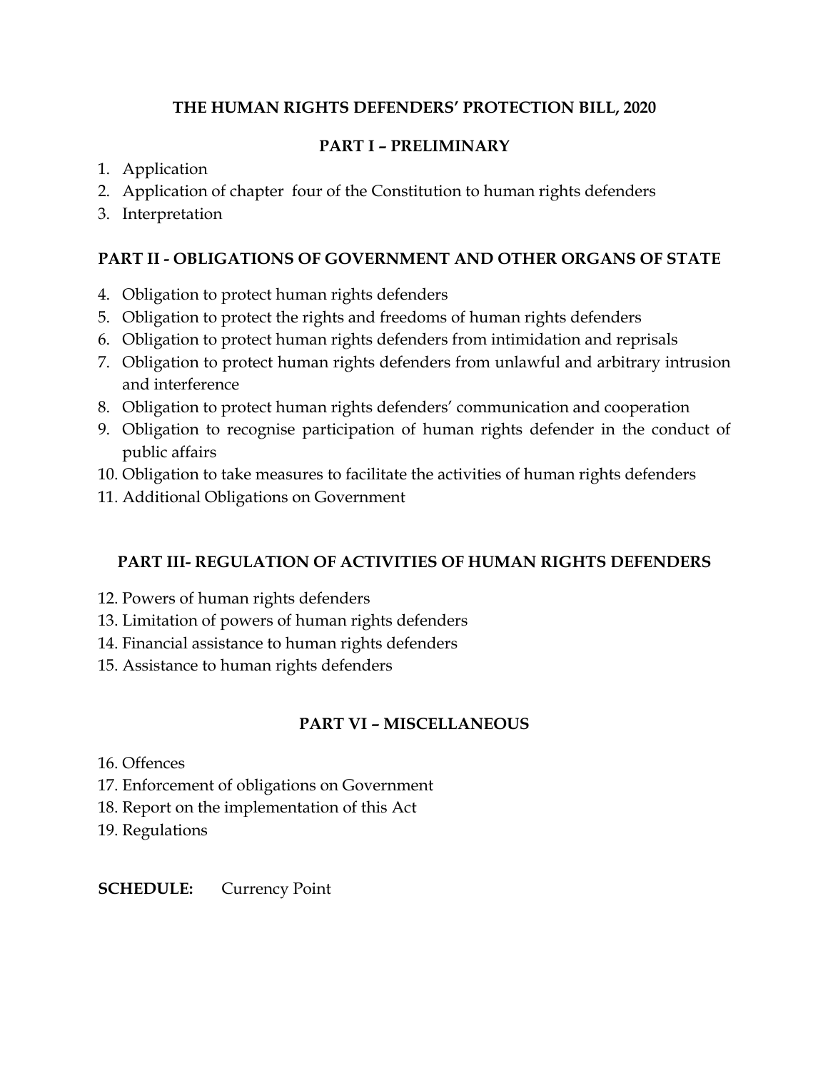## THE HUMAN RIGHTS DEFENDERS' PROTECTION BILL, 2020

### PART I – PRELIMINARY

1. Application
2. Application of chapter four of the Constitution to human rights defenders
3. Interpretation

### PART II - OBLIGATIONS OF GOVERNMENT AND OTHER ORGANS OF STATE

4. Obligation to protect human rights defenders
5. Obligation to protect the rights and freedoms of human rights defenders
6. Obligation to protect human rights defenders from intimidation and reprisals
7. Obligation to protect human rights defenders from unlawful and arbitrary intrusion and interference
8. Obligation to protect human rights defenders' communication and cooperation
9. Obligation to recognise participation of human rights defender in the conduct of public affairs
10. Obligation to take measures to facilitate the activities of human rights defenders
11. Additional Obligations on Government

### PART III- REGULATION OF ACTIVITIES OF HUMAN RIGHTS DEFENDERS

12. Powers of human rights defenders
13. Limitation of powers of human rights defenders
14. Financial assistance to human rights defenders
15. Assistance to human rights defenders

### PART VI – MISCELLANEOUS

16. Offences
17. Enforcement of obligations on Government
18. Report on the implementation of this Act
19. Regulations

**SCHEDULE:** Currency Point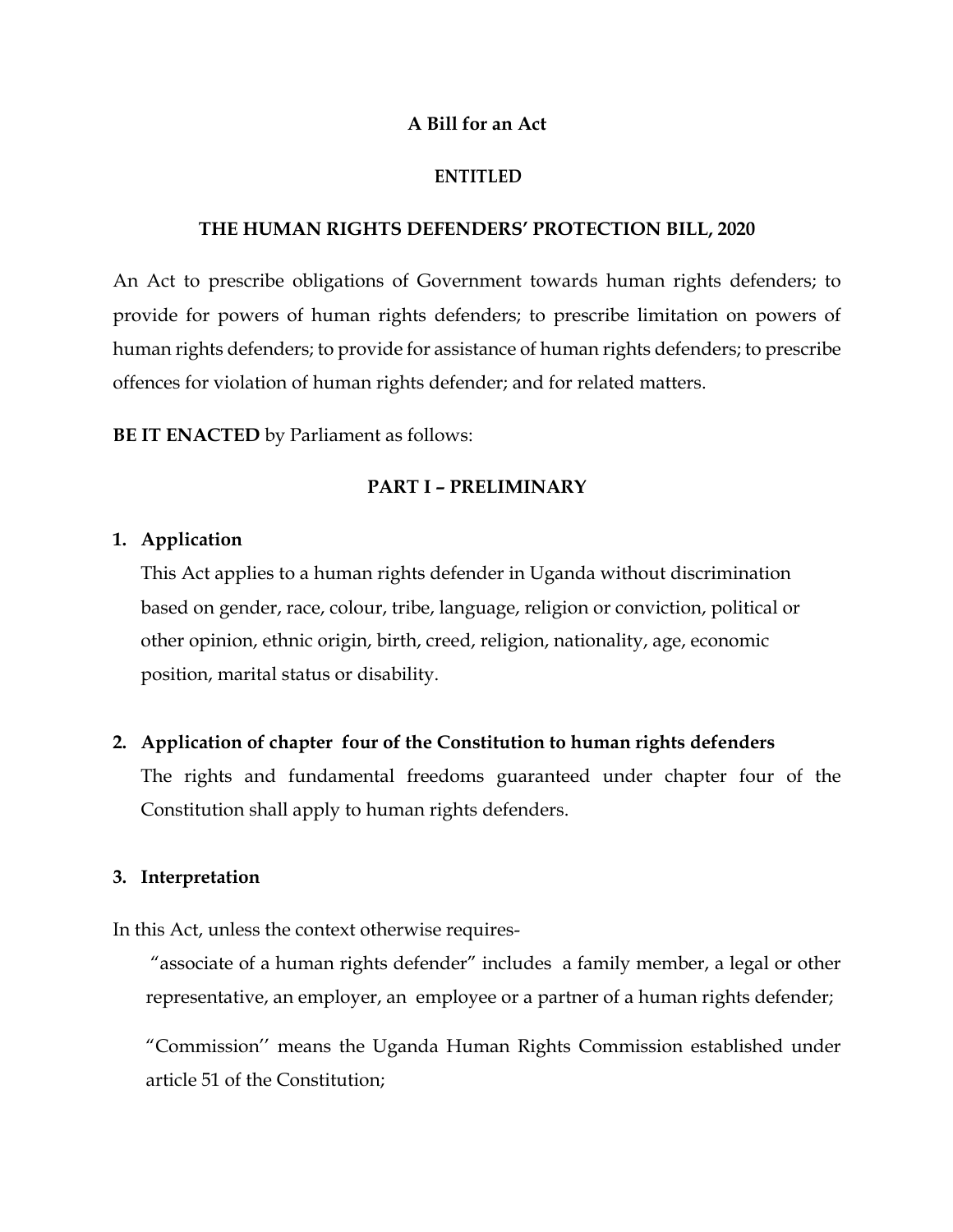**A Bill for an Act**

**ENTITLED**

**THE HUMAN RIGHTS DEFENDERS' PROTECTION BILL, 2020**

An Act to prescribe obligations of Government towards human rights defenders; to provide for powers of human rights defenders; to prescribe limitation on powers of human rights defenders; to provide for assistance of human rights defenders; to prescribe offences for violation of human rights defender; and for related matters.

**BE IT ENACTED** by Parliament as follows:

## PART I – PRELIMINARY

**1. Application**

This Act applies to a human rights defender in Uganda without discrimination based on gender, race, colour, tribe, language, religion or conviction, political or other opinion, ethnic origin, birth, creed, religion, nationality, age, economic position, marital status or disability.

**2. Application of chapter four of the Constitution to human rights defenders**

The rights and fundamental freedoms guaranteed under chapter four of the Constitution shall apply to human rights defenders.

**3. Interpretation**

In this Act, unless the context otherwise requires-

"associate of a human rights defender" includes a family member, a legal or other representative, an employer, an employee or a partner of a human rights defender;

"Commission'' means the Uganda Human Rights Commission established under article 51 of the Constitution;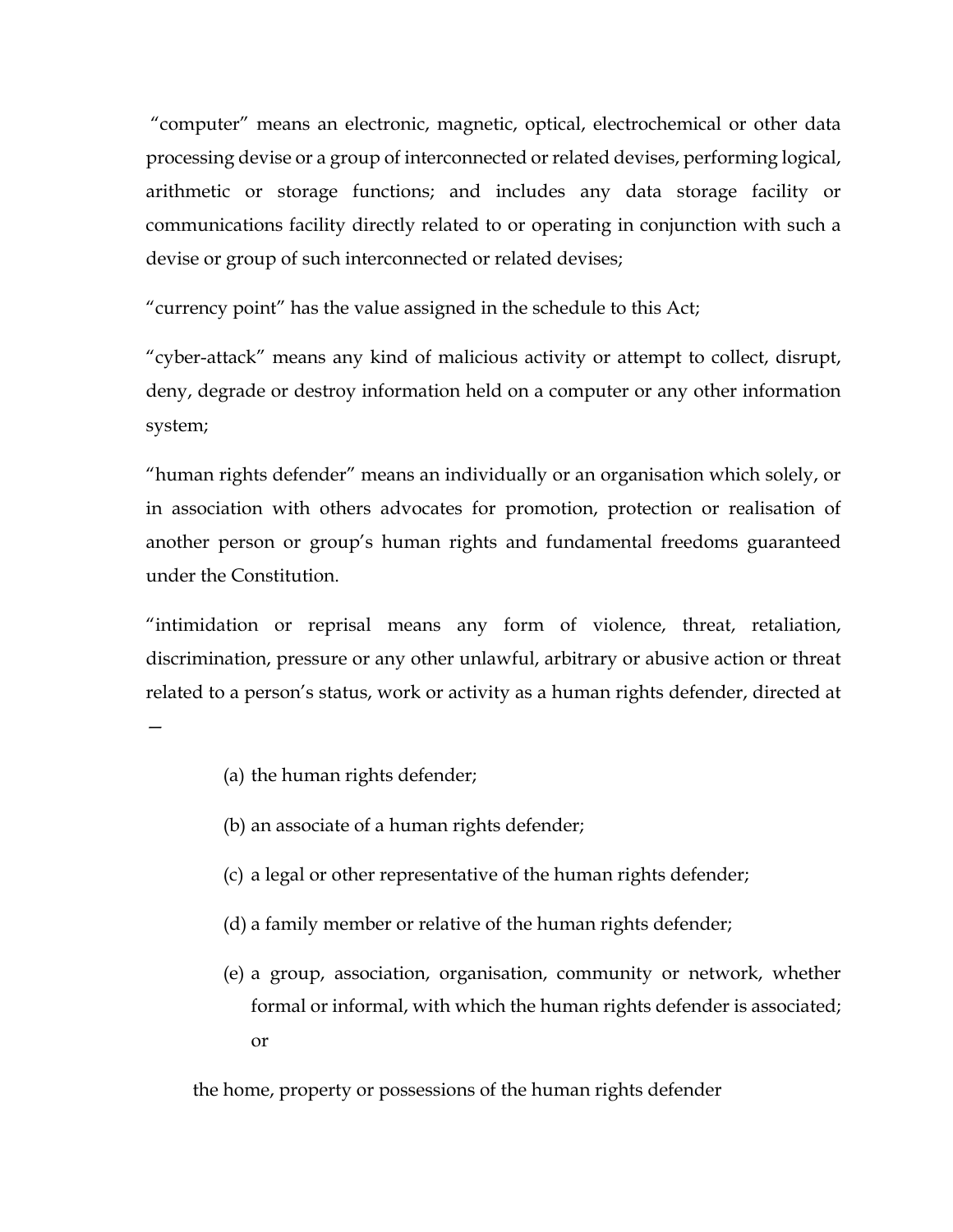"computer" means an electronic, magnetic, optical, electrochemical or other data processing devise or a group of interconnected or related devises, performing logical, arithmetic or storage functions; and includes any data storage facility or communications facility directly related to or operating in conjunction with such a devise or group of such interconnected or related devises;

"currency point" has the value assigned in the schedule to this Act;

"cyber-attack" means any kind of malicious activity or attempt to collect, disrupt, deny, degrade or destroy information held on a computer or any other information system;

"human rights defender" means an individually or an organisation which solely, or in association with others advocates for promotion, protection or realisation of another person or group's human rights and fundamental freedoms guaranteed under the Constitution.

"intimidation or reprisal means any form of violence, threat, retaliation, discrimination, pressure or any other unlawful, arbitrary or abusive action or threat related to a person's status, work or activity as a human rights defender, directed at —

(a) the human rights defender;

(b) an associate of a human rights defender;

(c) a legal or other representative of the human rights defender;

(d) a family member or relative of the human rights defender;

(e) a group, association, organisation, community or network, whether formal or informal, with which the human rights defender is associated; or

the home, property or possessions of the human rights defender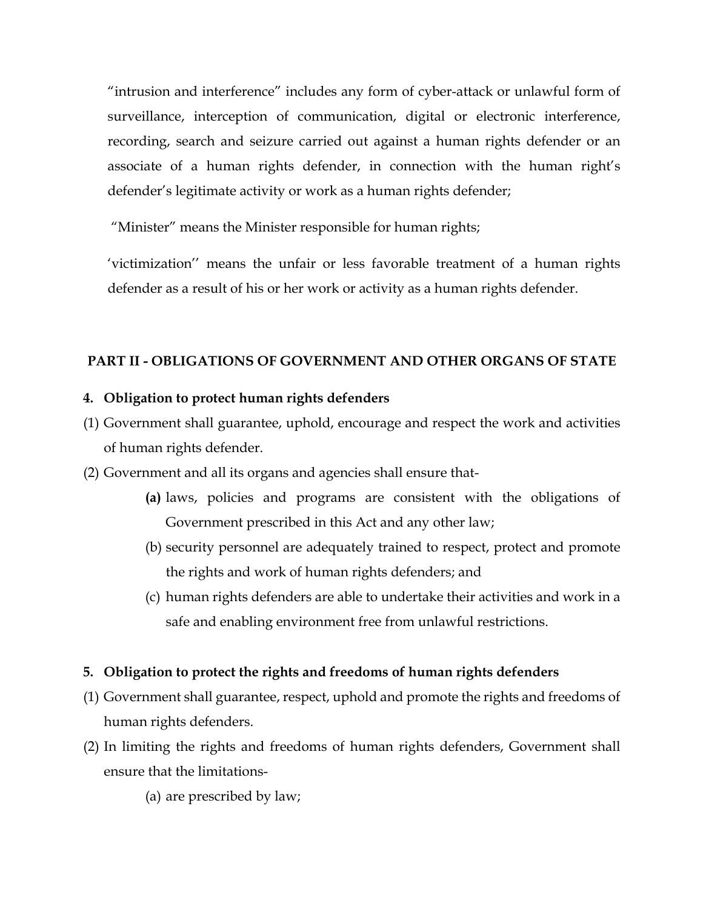"intrusion and interference" includes any form of cyber-attack or unlawful form of surveillance, interception of communication, digital or electronic interference, recording, search and seizure carried out against a human rights defender or an associate of a human rights defender, in connection with the human right's defender's legitimate activity or work as a human rights defender;

"Minister" means the Minister responsible for human rights;

'victimization'' means the unfair or less favorable treatment of a human rights defender as a result of his or her work or activity as a human rights defender.

## PART II - OBLIGATIONS OF GOVERNMENT AND OTHER ORGANS OF STATE

### 4. Obligation to protect human rights defenders

(1) Government shall guarantee, uphold, encourage and respect the work and activities of human rights defender.

(2) Government and all its organs and agencies shall ensure that-

- **(a)** laws, policies and programs are consistent with the obligations of Government prescribed in this Act and any other law;
- (b) security personnel are adequately trained to respect, protect and promote the rights and work of human rights defenders; and
- (c) human rights defenders are able to undertake their activities and work in a safe and enabling environment free from unlawful restrictions.

### 5. Obligation to protect the rights and freedoms of human rights defenders

(1) Government shall guarantee, respect, uphold and promote the rights and freedoms of human rights defenders.

(2) In limiting the rights and freedoms of human rights defenders, Government shall ensure that the limitations-

- (a) are prescribed by law;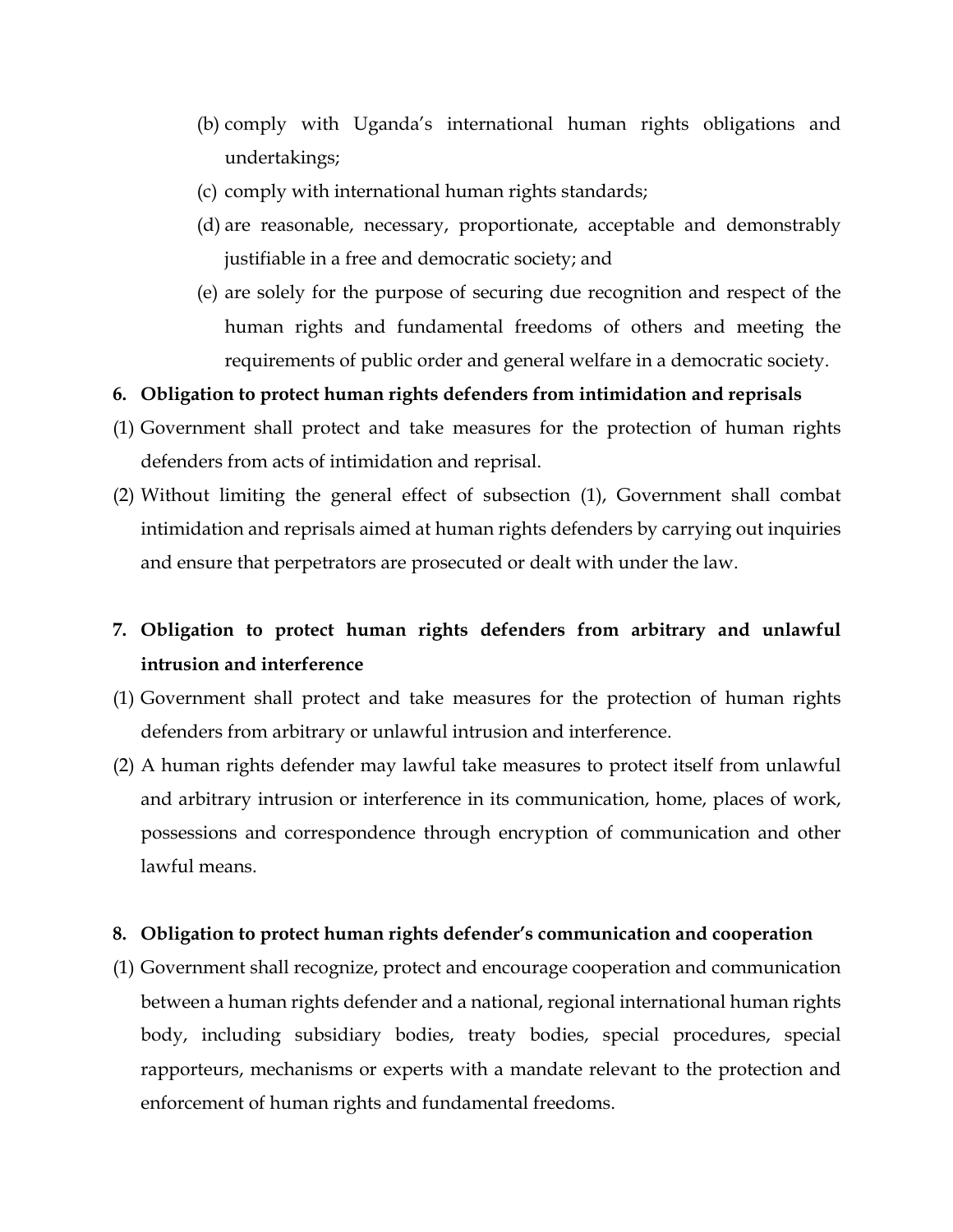(b) comply with Uganda's international human rights obligations and undertakings;

(c) comply with international human rights standards;

(d) are reasonable, necessary, proportionate, acceptable and demonstrably justifiable in a free and democratic society; and

(e) are solely for the purpose of securing due recognition and respect of the human rights and fundamental freedoms of others and meeting the requirements of public order and general welfare in a democratic society.

**6. Obligation to protect human rights defenders from intimidation and reprisals**

(1) Government shall protect and take measures for the protection of human rights defenders from acts of intimidation and reprisal.

(2) Without limiting the general effect of subsection (1), Government shall combat intimidation and reprisals aimed at human rights defenders by carrying out inquiries and ensure that perpetrators are prosecuted or dealt with under the law.

**7. Obligation to protect human rights defenders from arbitrary and unlawful intrusion and interference**

(1) Government shall protect and take measures for the protection of human rights defenders from arbitrary or unlawful intrusion and interference.

(2) A human rights defender may lawful take measures to protect itself from unlawful and arbitrary intrusion or interference in its communication, home, places of work, possessions and correspondence through encryption of communication and other lawful means.

**8. Obligation to protect human rights defender's communication and cooperation**

(1) Government shall recognize, protect and encourage cooperation and communication between a human rights defender and a national, regional international human rights body, including subsidiary bodies, treaty bodies, special procedures, special rapporteurs, mechanisms or experts with a mandate relevant to the protection and enforcement of human rights and fundamental freedoms.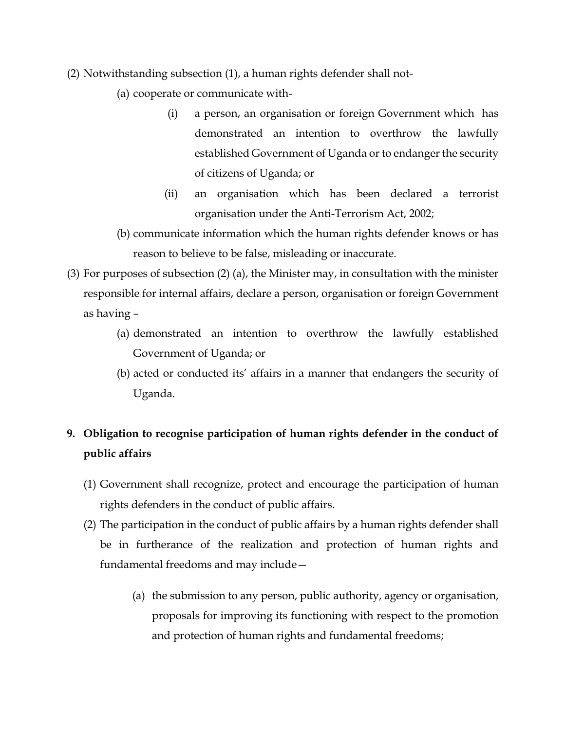(2) Notwithstanding subsection (1), a human rights defender shall not-

- (a) cooperate or communicate with-
  - (i) a person, an organisation or foreign Government which has demonstrated an intention to overthrow the lawfully established Government of Uganda or to endanger the security of citizens of Uganda; or
  - (ii) an organisation which has been declared a terrorist organisation under the Anti-Terrorism Act, 2002;
- (b) communicate information which the human rights defender knows or has reason to believe to be false, misleading or inaccurate.

(3) For purposes of subsection (2) (a), the Minister may, in consultation with the minister responsible for internal affairs, declare a person, organisation or foreign Government as having –

- (a) demonstrated an intention to overthrow the lawfully established Government of Uganda; or
- (b) acted or conducted its' affairs in a manner that endangers the security of Uganda.

**9. Obligation to recognise participation of human rights defender in the conduct of public affairs**

(1) Government shall recognize, protect and encourage the participation of human rights defenders in the conduct of public affairs.

(2) The participation in the conduct of public affairs by a human rights defender shall be in furtherance of the realization and protection of human rights and fundamental freedoms and may include—

- (a) the submission to any person, public authority, agency or organisation, proposals for improving its functioning with respect to the promotion and protection of human rights and fundamental freedoms;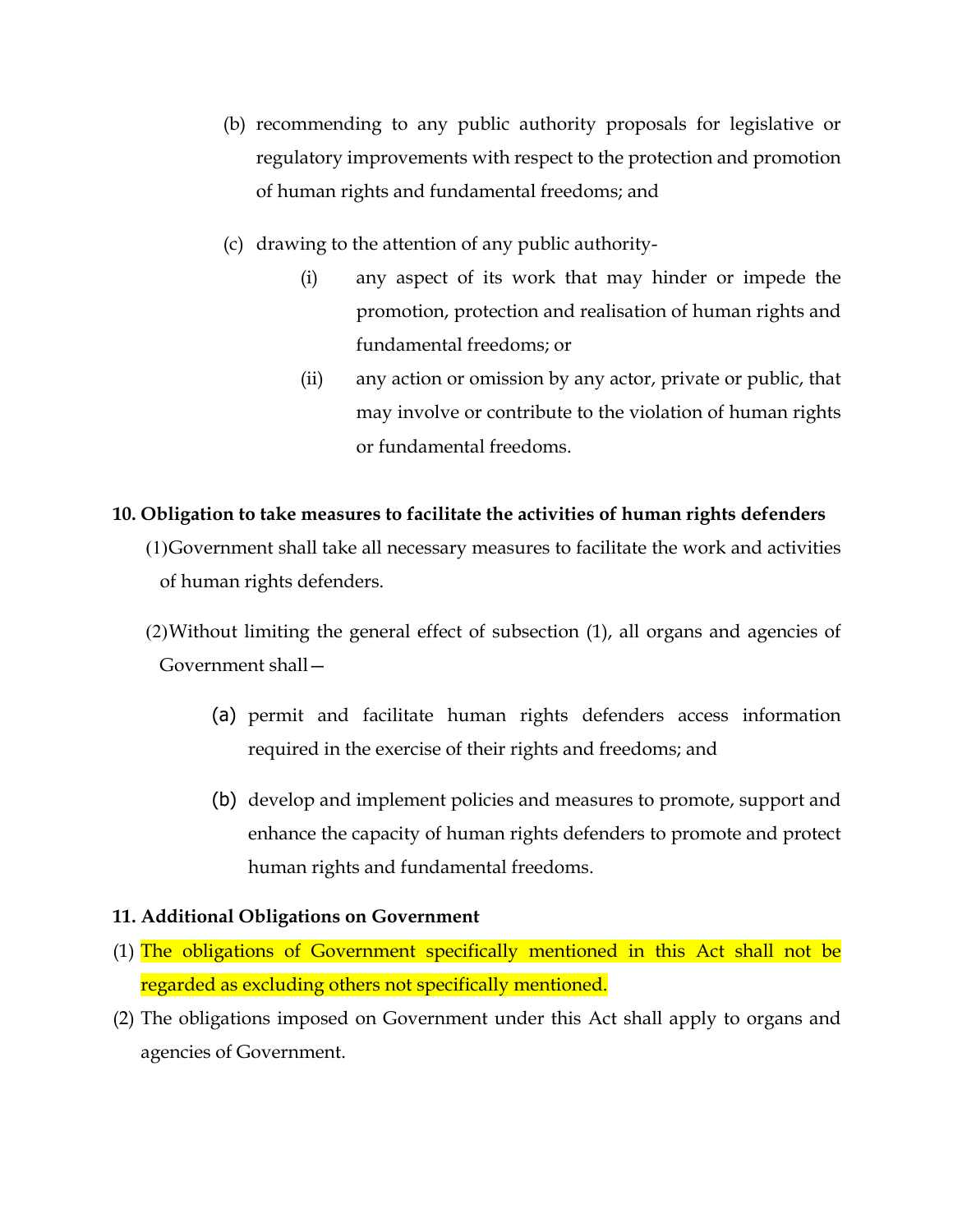(b) recommending to any public authority proposals for legislative or regulatory improvements with respect to the protection and promotion of human rights and fundamental freedoms; and

(c) drawing to the attention of any public authority-

   (i) any aspect of its work that may hinder or impede the promotion, protection and realisation of human rights and fundamental freedoms; or

   (ii) any action or omission by any actor, private or public, that may involve or contribute to the violation of human rights or fundamental freedoms.

**10. Obligation to take measures to facilitate the activities of human rights defenders**

(1) Government shall take all necessary measures to facilitate the work and activities of human rights defenders.

(2) Without limiting the general effect of subsection (1), all organs and agencies of Government shall—

   (a) permit and facilitate human rights defenders access information required in the exercise of their rights and freedoms; and

   (b) develop and implement policies and measures to promote, support and enhance the capacity of human rights defenders to promote and protect human rights and fundamental freedoms.

**11. Additional Obligations on Government**

(1) The obligations of Government specifically mentioned in this Act shall not be regarded as excluding others not specifically mentioned.

(2) The obligations imposed on Government under this Act shall apply to organs and agencies of Government.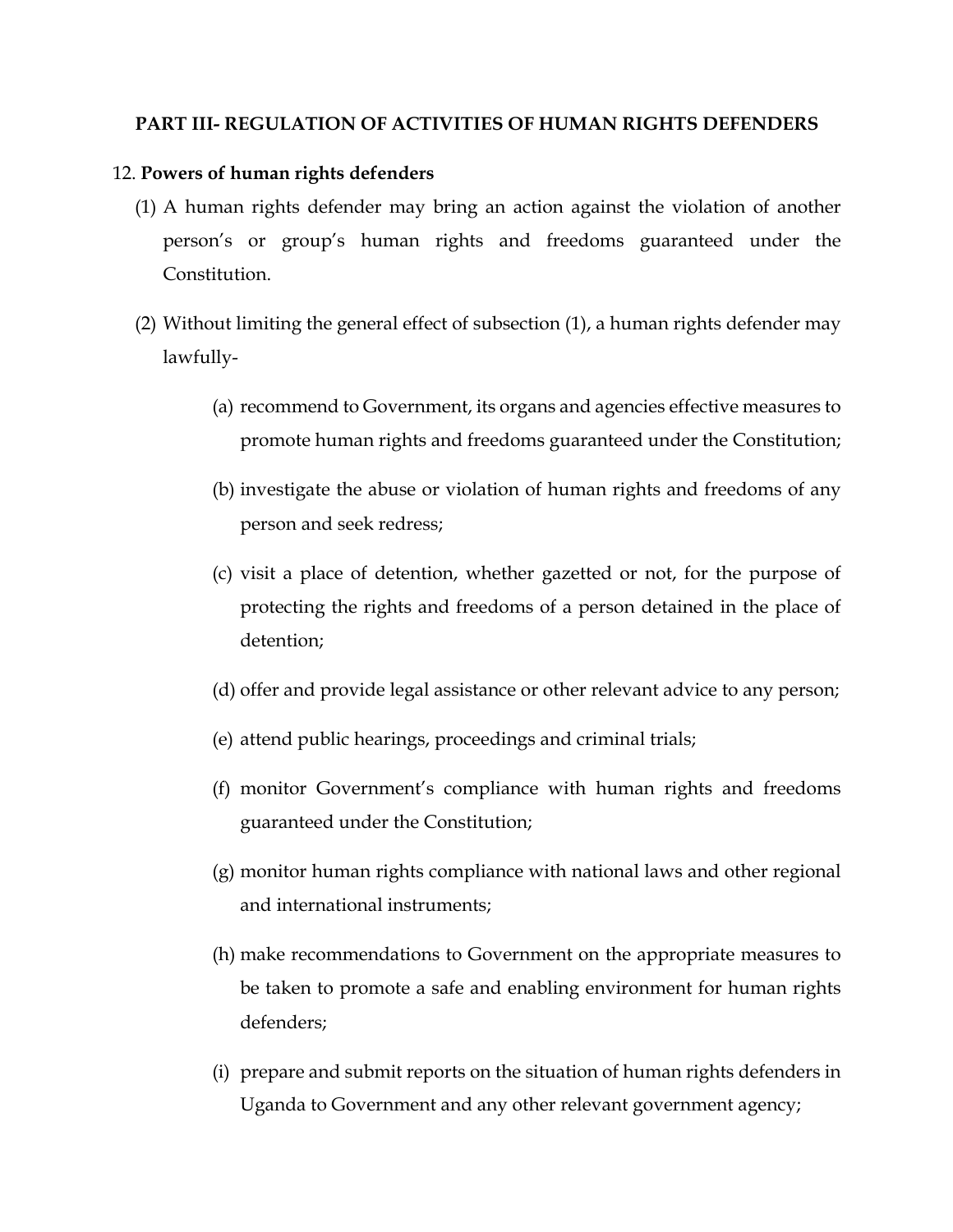## PART III- REGULATION OF ACTIVITIES OF HUMAN RIGHTS DEFENDERS

12. **Powers of human rights defenders**

(1) A human rights defender may bring an action against the violation of another person's or group's human rights and freedoms guaranteed under the Constitution.

(2) Without limiting the general effect of subsection (1), a human rights defender may lawfully-

(a) recommend to Government, its organs and agencies effective measures to promote human rights and freedoms guaranteed under the Constitution;

(b) investigate the abuse or violation of human rights and freedoms of any person and seek redress;

(c) visit a place of detention, whether gazetted or not, for the purpose of protecting the rights and freedoms of a person detained in the place of detention;

(d) offer and provide legal assistance or other relevant advice to any person;

(e) attend public hearings, proceedings and criminal trials;

(f) monitor Government's compliance with human rights and freedoms guaranteed under the Constitution;

(g) monitor human rights compliance with national laws and other regional and international instruments;

(h) make recommendations to Government on the appropriate measures to be taken to promote a safe and enabling environment for human rights defenders;

(i) prepare and submit reports on the situation of human rights defenders in Uganda to Government and any other relevant government agency;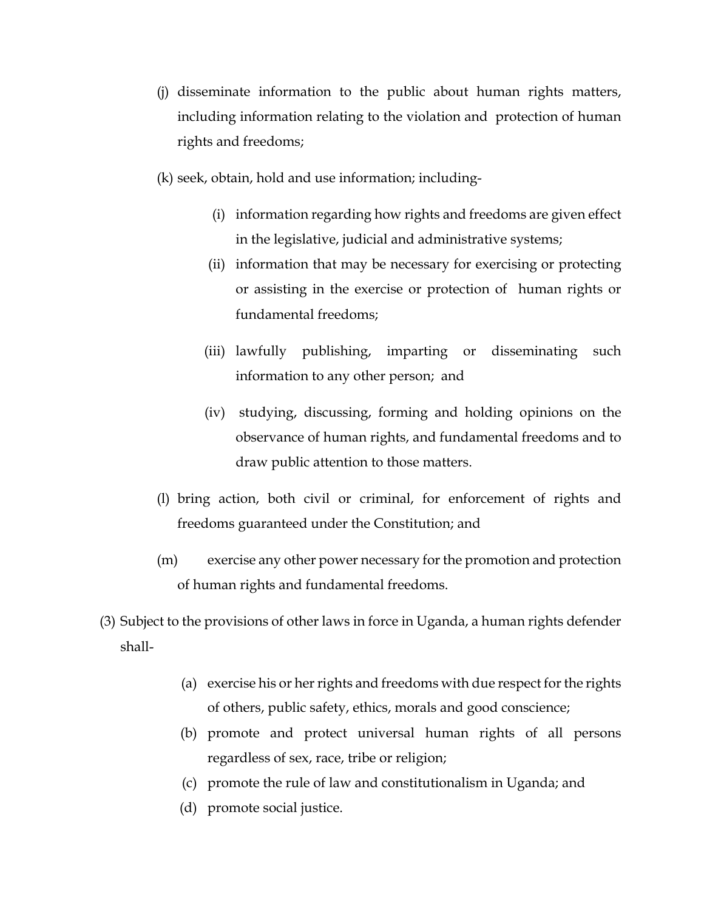(j) disseminate information to the public about human rights matters, including information relating to the violation and protection of human rights and freedoms;

(k) seek, obtain, hold and use information; including-

   (i) information regarding how rights and freedoms are given effect in the legislative, judicial and administrative systems;

   (ii) information that may be necessary for exercising or protecting or assisting in the exercise or protection of human rights or fundamental freedoms;

   (iii) lawfully publishing, imparting or disseminating such information to any other person; and

   (iv) studying, discussing, forming and holding opinions on the observance of human rights, and fundamental freedoms and to draw public attention to those matters.

(l) bring action, both civil or criminal, for enforcement of rights and freedoms guaranteed under the Constitution; and

(m) exercise any other power necessary for the promotion and protection of human rights and fundamental freedoms.

(3) Subject to the provisions of other laws in force in Uganda, a human rights defender shall-

   (a) exercise his or her rights and freedoms with due respect for the rights of others, public safety, ethics, morals and good conscience;

   (b) promote and protect universal human rights of all persons regardless of sex, race, tribe or religion;

   (c) promote the rule of law and constitutionalism in Uganda; and

   (d) promote social justice.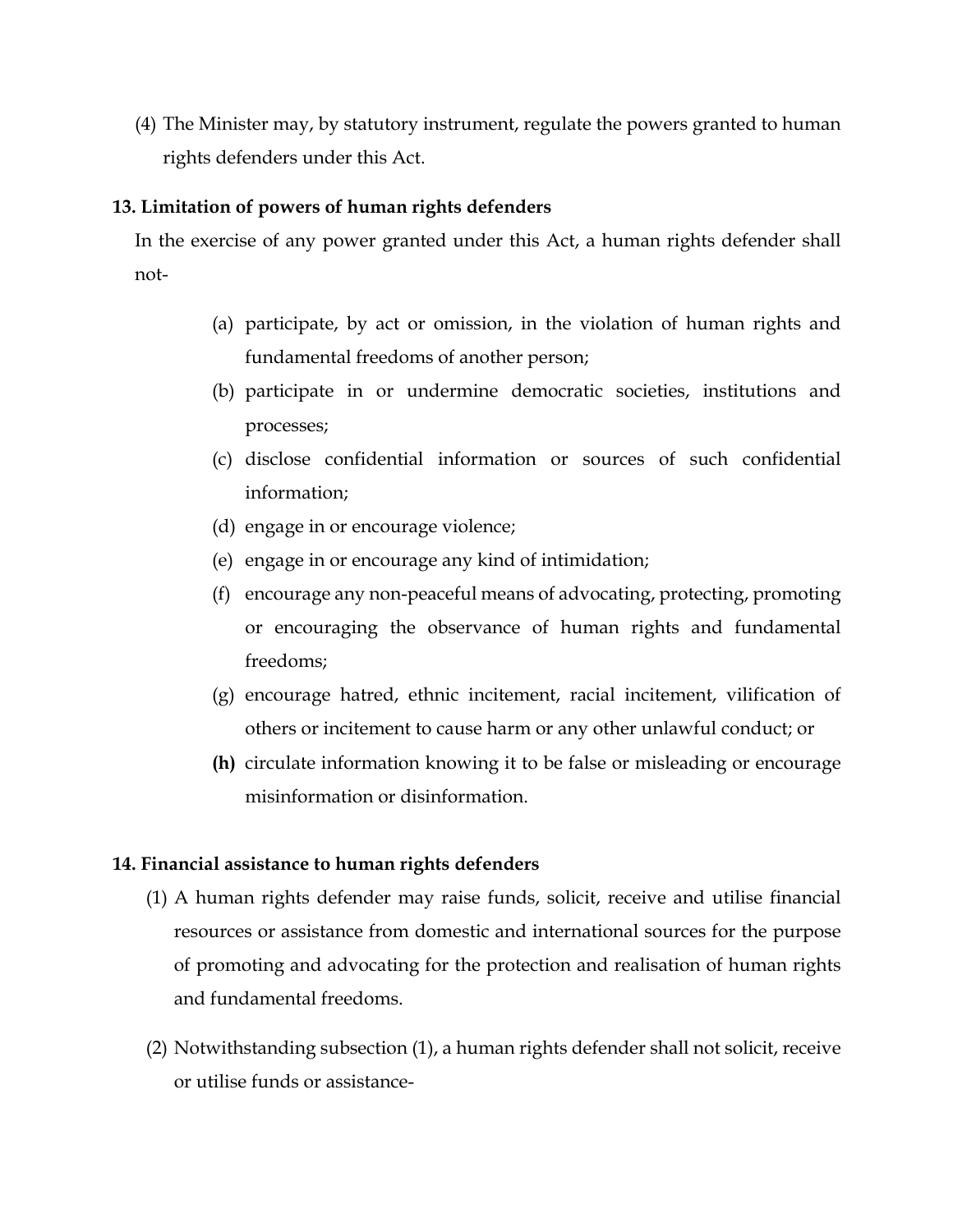(4) The Minister may, by statutory instrument, regulate the powers granted to human rights defenders under this Act.

**13. Limitation of powers of human rights defenders**

In the exercise of any power granted under this Act, a human rights defender shall not-

(a) participate, by act or omission, in the violation of human rights and fundamental freedoms of another person;

(b) participate in or undermine democratic societies, institutions and processes;

(c) disclose confidential information or sources of such confidential information;

(d) engage in or encourage violence;

(e) engage in or encourage any kind of intimidation;

(f) encourage any non-peaceful means of advocating, protecting, promoting or encouraging the observance of human rights and fundamental freedoms;

(g) encourage hatred, ethnic incitement, racial incitement, vilification of others or incitement to cause harm or any other unlawful conduct; or

**(h)** circulate information knowing it to be false or misleading or encourage misinformation or disinformation.

**14. Financial assistance to human rights defenders**

(1) A human rights defender may raise funds, solicit, receive and utilise financial resources or assistance from domestic and international sources for the purpose of promoting and advocating for the protection and realisation of human rights and fundamental freedoms.

(2) Notwithstanding subsection (1), a human rights defender shall not solicit, receive or utilise funds or assistance-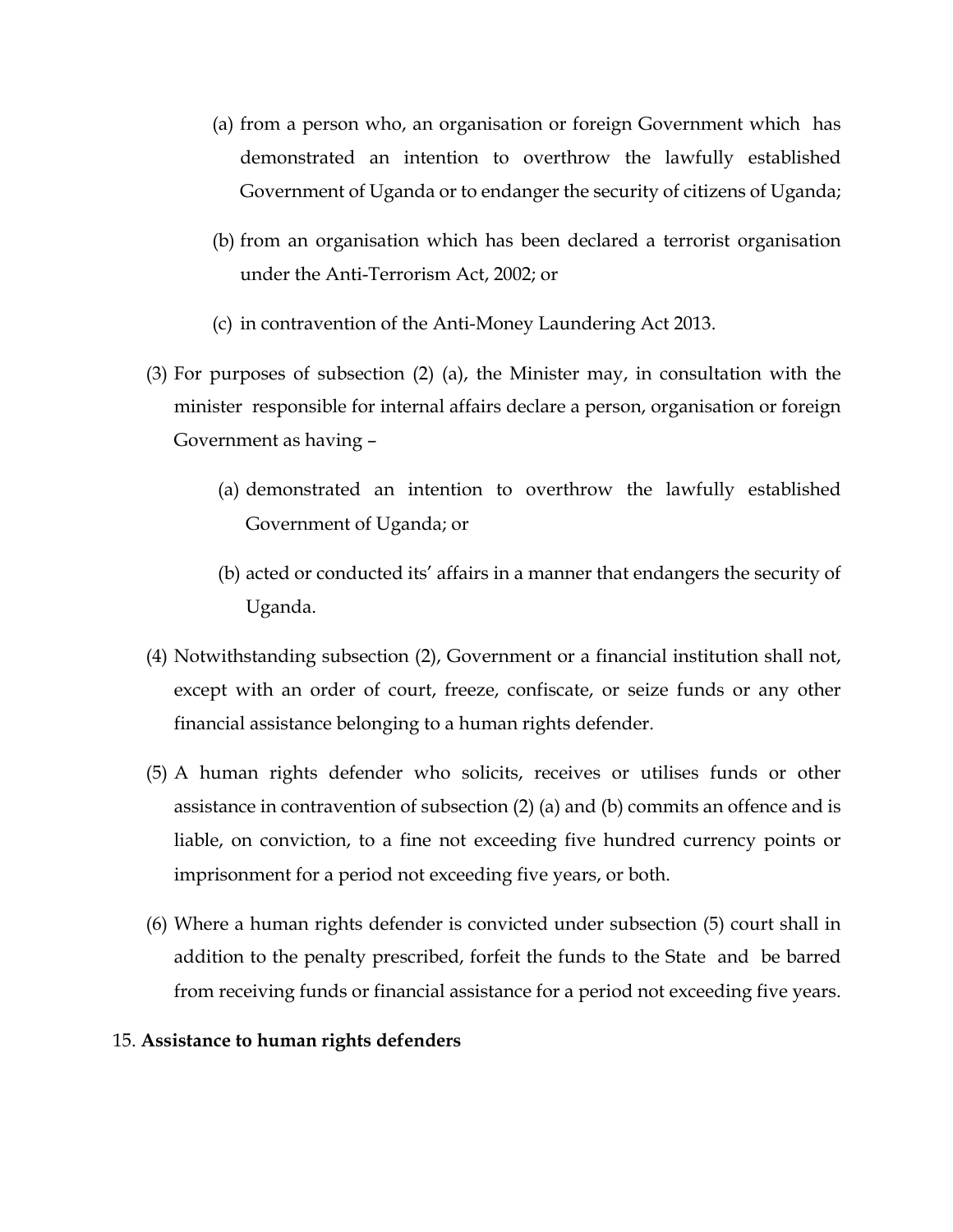(a) from a person who, an organisation or foreign Government which has demonstrated an intention to overthrow the lawfully established Government of Uganda or to endanger the security of citizens of Uganda;

(b) from an organisation which has been declared a terrorist organisation under the Anti-Terrorism Act, 2002; or

(c) in contravention of the Anti-Money Laundering Act 2013.

(3) For purposes of subsection (2) (a), the Minister may, in consultation with the minister responsible for internal affairs declare a person, organisation or foreign Government as having –

(a) demonstrated an intention to overthrow the lawfully established Government of Uganda; or

(b) acted or conducted its' affairs in a manner that endangers the security of Uganda.

(4) Notwithstanding subsection (2), Government or a financial institution shall not, except with an order of court, freeze, confiscate, or seize funds or any other financial assistance belonging to a human rights defender.

(5) A human rights defender who solicits, receives or utilises funds or other assistance in contravention of subsection (2) (a) and (b) commits an offence and is liable, on conviction, to a fine not exceeding five hundred currency points or imprisonment for a period not exceeding five years, or both.

(6) Where a human rights defender is convicted under subsection (5) court shall in addition to the penalty prescribed, forfeit the funds to the State and be barred from receiving funds or financial assistance for a period not exceeding five years.

15. **Assistance to human rights defenders**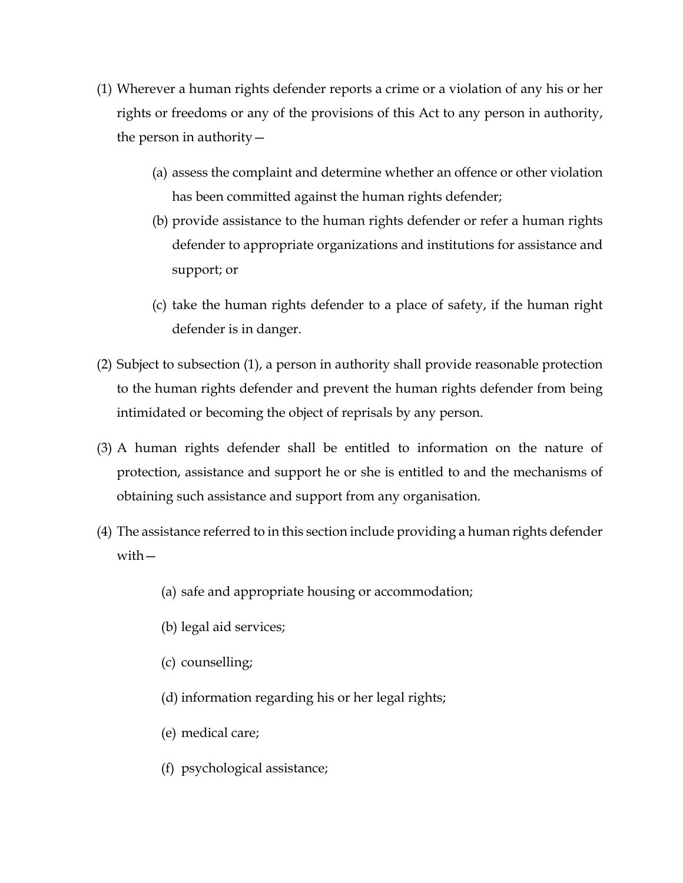(1) Wherever a human rights defender reports a crime or a violation of any his or her rights or freedoms or any of the provisions of this Act to any person in authority, the person in authority—

   (a) assess the complaint and determine whether an offence or other violation has been committed against the human rights defender;

   (b) provide assistance to the human rights defender or refer a human rights defender to appropriate organizations and institutions for assistance and support; or

   (c) take the human rights defender to a place of safety, if the human right defender is in danger.

(2) Subject to subsection (1), a person in authority shall provide reasonable protection to the human rights defender and prevent the human rights defender from being intimidated or becoming the object of reprisals by any person.

(3) A human rights defender shall be entitled to information on the nature of protection, assistance and support he or she is entitled to and the mechanisms of obtaining such assistance and support from any organisation.

(4) The assistance referred to in this section include providing a human rights defender with—

   (a) safe and appropriate housing or accommodation;

   (b) legal aid services;

   (c) counselling;

   (d) information regarding his or her legal rights;

   (e) medical care;

   (f) psychological assistance;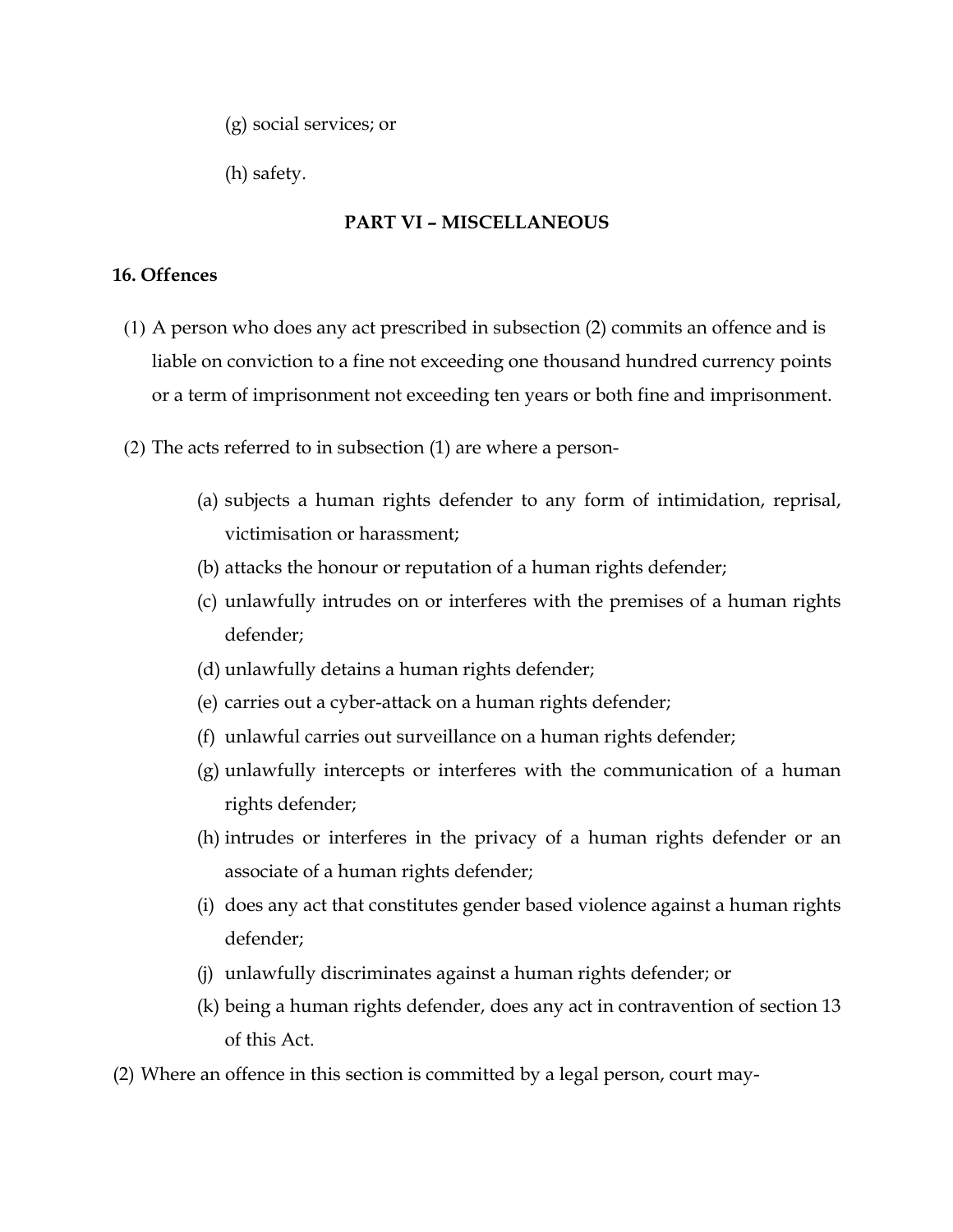(g) social services; or

(h) safety.

## PART VI – MISCELLANEOUS

### 16. Offences

(1) A person who does any act prescribed in subsection (2) commits an offence and is liable on conviction to a fine not exceeding one thousand hundred currency points or a term of imprisonment not exceeding ten years or both fine and imprisonment.

(2) The acts referred to in subsection (1) are where a person-

- (a) subjects a human rights defender to any form of intimidation, reprisal, victimisation or harassment;
- (b) attacks the honour or reputation of a human rights defender;
- (c) unlawfully intrudes on or interferes with the premises of a human rights defender;
- (d) unlawfully detains a human rights defender;
- (e) carries out a cyber-attack on a human rights defender;
- (f) unlawful carries out surveillance on a human rights defender;
- (g) unlawfully intercepts or interferes with the communication of a human rights defender;
- (h) intrudes or interferes in the privacy of a human rights defender or an associate of a human rights defender;
- (i) does any act that constitutes gender based violence against a human rights defender;
- (j) unlawfully discriminates against a human rights defender; or
- (k) being a human rights defender, does any act in contravention of section 13 of this Act.

(2) Where an offence in this section is committed by a legal person, court may-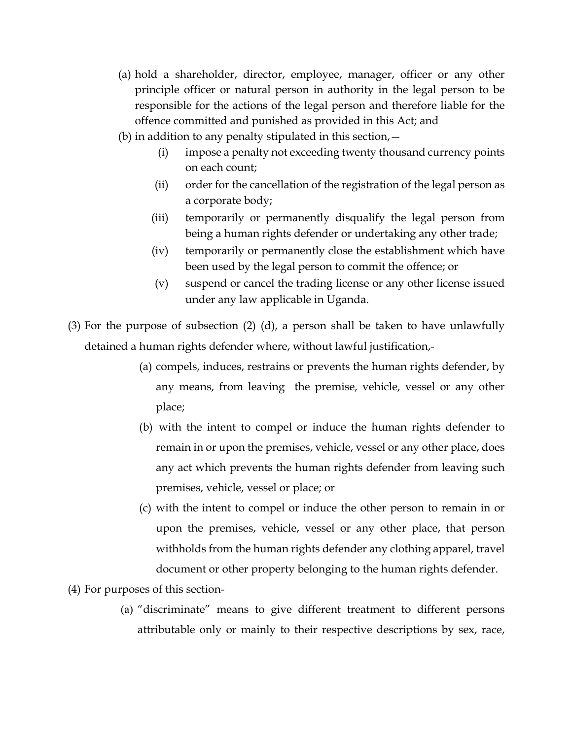(a) hold a shareholder, director, employee, manager, officer or any other principle officer or natural person in authority in the legal person to be responsible for the actions of the legal person and therefore liable for the offence committed and punished as provided in this Act; and

(b) in addition to any penalty stipulated in this section,—

  (i) impose a penalty not exceeding twenty thousand currency points on each count;

  (ii) order for the cancellation of the registration of the legal person as a corporate body;

  (iii) temporarily or permanently disqualify the legal person from being a human rights defender or undertaking any other trade;

  (iv) temporarily or permanently close the establishment which have been used by the legal person to commit the offence; or

  (v) suspend or cancel the trading license or any other license issued under any law applicable in Uganda.

(3) For the purpose of subsection (2) (d), a person shall be taken to have unlawfully detained a human rights defender where, without lawful justification,-

  (a) compels, induces, restrains or prevents the human rights defender, by any means, from leaving the premise, vehicle, vessel or any other place;

  (b) with the intent to compel or induce the human rights defender to remain in or upon the premises, vehicle, vessel or any other place, does any act which prevents the human rights defender from leaving such premises, vehicle, vessel or place; or

  (c) with the intent to compel or induce the other person to remain in or upon the premises, vehicle, vessel or any other place, that person withholds from the human rights defender any clothing apparel, travel document or other property belonging to the human rights defender.

(4) For purposes of this section-

  (a) "discriminate" means to give different treatment to different persons attributable only or mainly to their respective descriptions by sex, race,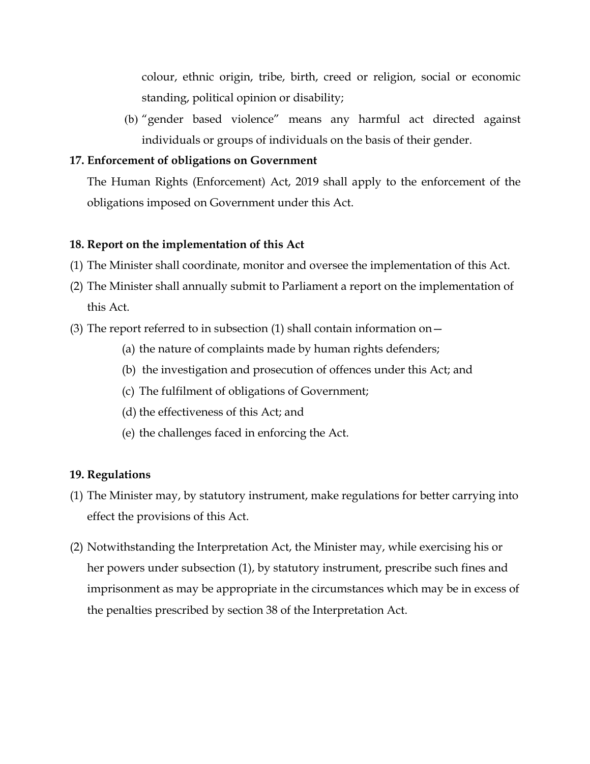colour, ethnic origin, tribe, birth, creed or religion, social or economic standing, political opinion or disability;

(b) "gender based violence" means any harmful act directed against individuals or groups of individuals on the basis of their gender.

**17. Enforcement of obligations on Government**

The Human Rights (Enforcement) Act, 2019 shall apply to the enforcement of the obligations imposed on Government under this Act.

**18. Report on the implementation of this Act**

(1) The Minister shall coordinate, monitor and oversee the implementation of this Act.

(2) The Minister shall annually submit to Parliament a report on the implementation of this Act.

(3) The report referred to in subsection (1) shall contain information on—

(a) the nature of complaints made by human rights defenders;

(b) the investigation and prosecution of offences under this Act; and

(c) The fulfilment of obligations of Government;

(d) the effectiveness of this Act; and

(e) the challenges faced in enforcing the Act.

**19. Regulations**

(1) The Minister may, by statutory instrument, make regulations for better carrying into effect the provisions of this Act.

(2) Notwithstanding the Interpretation Act, the Minister may, while exercising his or her powers under subsection (1), by statutory instrument, prescribe such fines and imprisonment as may be appropriate in the circumstances which may be in excess of the penalties prescribed by section 38 of the Interpretation Act.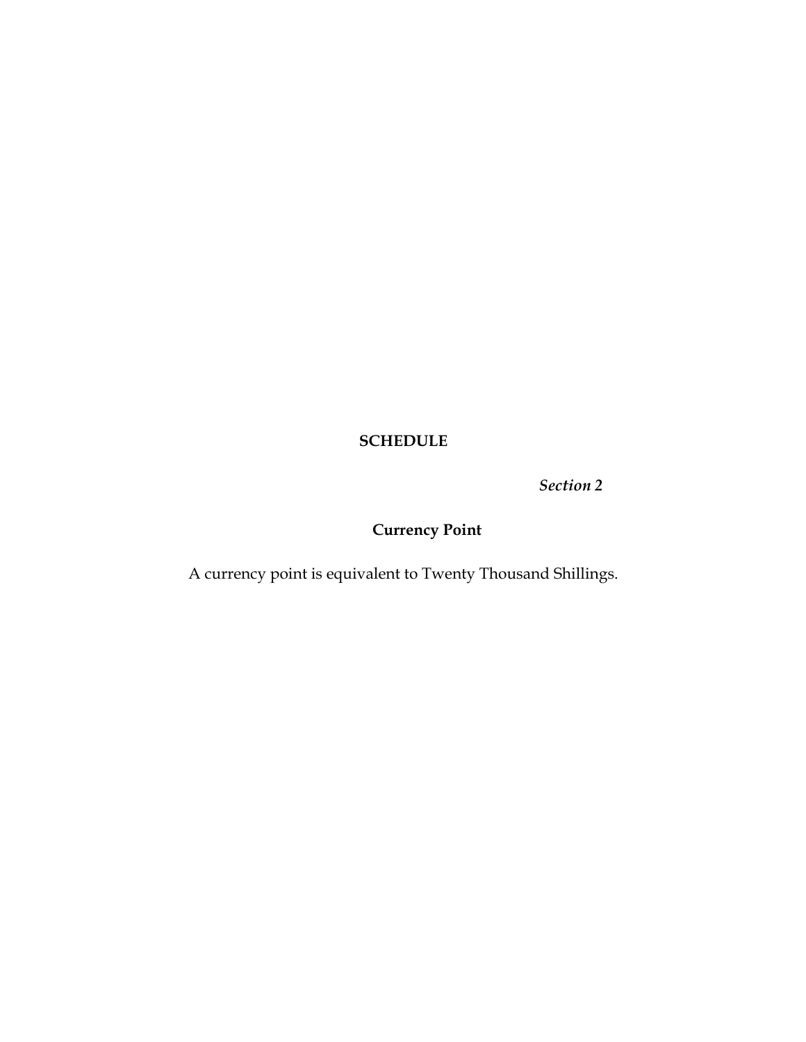# SCHEDULE

*Section 2*

## Currency Point

A currency point is equivalent to Twenty Thousand Shillings.